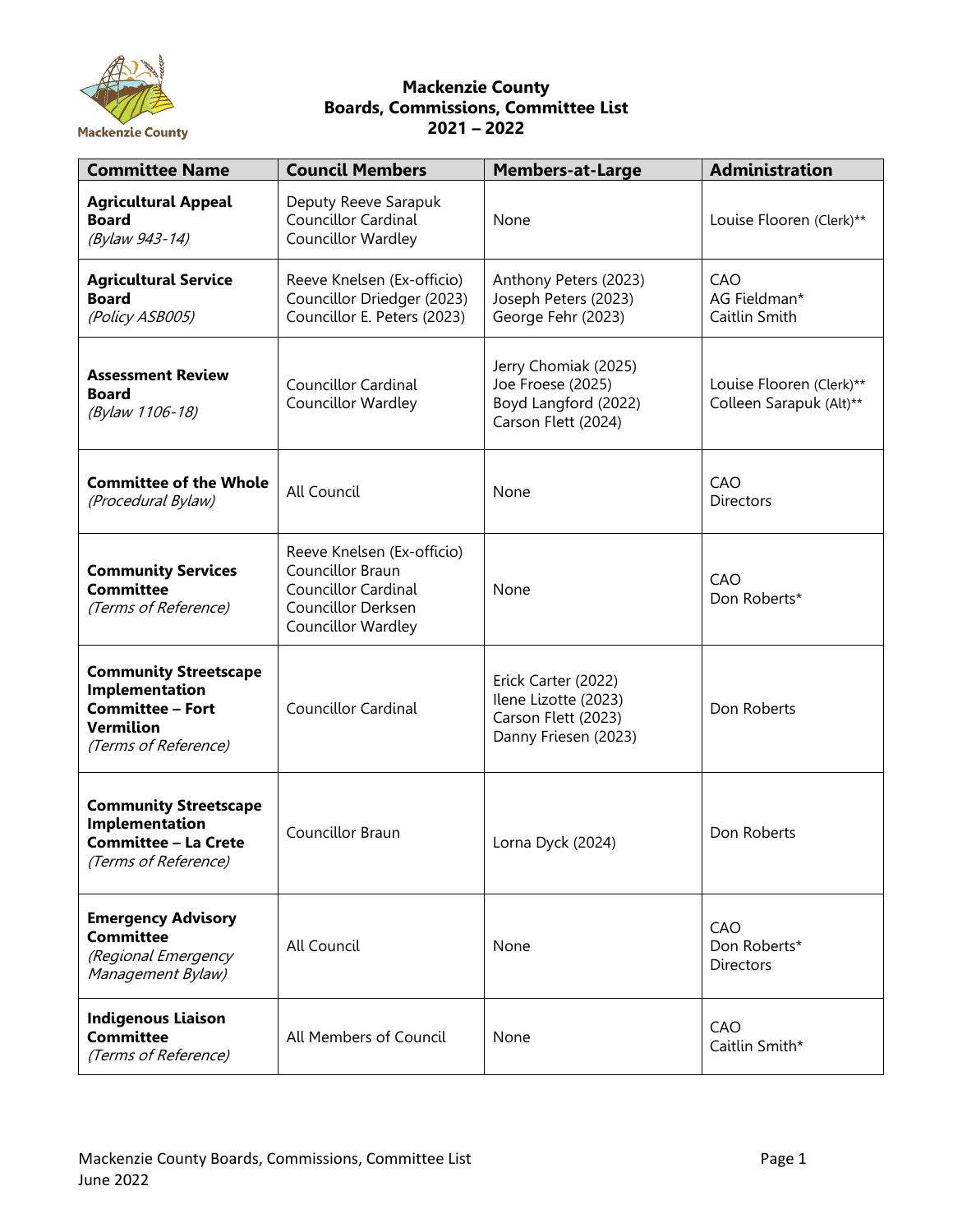# Mackenzie County
## Boards, Commissions, Committee List
## 2021 – 2022

| Committee Name | Council Members | Members-at-Large | Administration |
|---|---|---|---|
| **Agricultural Appeal Board** *(Bylaw 943-14)* | Deputy Reeve Sarapuk<br>Councillor Cardinal<br>Councillor Wardley | None | Louise Flooren (Clerk)** |
| **Agricultural Service Board** *(Policy ASB005)* | Reeve Knelsen (Ex-officio)<br>Councillor Driedger (2023)<br>Councillor E. Peters (2023) | Anthony Peters (2023)<br>Joseph Peters (2023)<br>George Fehr (2023) | CAO<br>AG Fieldman*<br>Caitlin Smith |
| **Assessment Review Board** *(Bylaw 1106-18)* | Councillor Cardinal<br>Councillor Wardley | Jerry Chomiak (2025)<br>Joe Froese (2025)<br>Boyd Langford (2022)<br>Carson Flett (2024) | Louise Flooren (Clerk)**<br>Colleen Sarapuk (Alt)** |
| **Committee of the Whole** *(Procedural Bylaw)* | All Council | None | CAO<br>Directors |
| **Community Services Committee** *(Terms of Reference)* | Reeve Knelsen (Ex-officio)<br>Councillor Braun<br>Councillor Cardinal<br>Councillor Derksen<br>Councillor Wardley | None | CAO<br>Don Roberts* |
| **Community Streetscape Implementation Committee – Fort Vermilion** *(Terms of Reference)* | Councillor Cardinal | Erick Carter (2022)<br>Ilene Lizotte (2023)<br>Carson Flett (2023)<br>Danny Friesen (2023) | Don Roberts |
| **Community Streetscape Implementation Committee – La Crete** *(Terms of Reference)* | Councillor Braun | Lorna Dyck (2024) | Don Roberts |
| **Emergency Advisory Committee** *(Regional Emergency Management Bylaw)* | All Council | None | CAO<br>Don Roberts*<br>Directors |
| **Indigenous Liaison Committee** *(Terms of Reference)* | All Members of Council | None | CAO<br>Caitlin Smith* |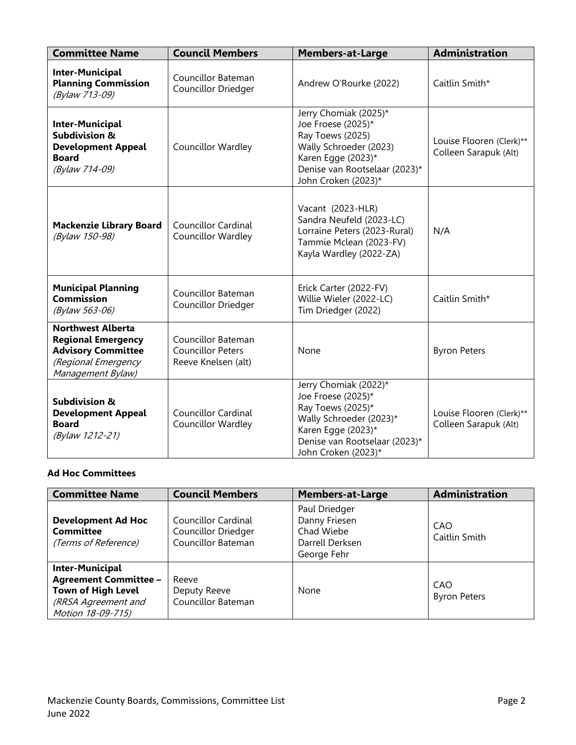| Committee Name | Council Members | Members-at-Large | Administration |
| --- | --- | --- | --- |
| **Inter-Municipal Planning Commission** *(Bylaw 713-09)* | Councillor Bateman<br>Councillor Driedger | Andrew O'Rourke (2022) | Caitlin Smith* |
| **Inter-Municipal Subdivision & Development Appeal Board** *(Bylaw 714-09)* | Councillor Wardley | Jerry Chomiak (2025)*<br>Joe Froese (2025)*<br>Ray Toews (2025)<br>Wally Schroeder (2023)<br>Karen Egge (2023)*<br>Denise van Rootselaar (2023)*<br>John Croken (2023)* | Louise Flooren (Clerk)**<br>Colleen Sarapuk (Alt) |
| **Mackenzie Library Board** *(Bylaw 150-98)* | Councillor Cardinal<br>Councillor Wardley | Vacant (2023-HLR)<br>Sandra Neufeld (2023-LC)<br>Lorraine Peters (2023-Rural)<br>Tammie Mclean (2023-FV)<br>Kayla Wardley (2022-ZA) | N/A |
| **Municipal Planning Commission** *(Bylaw 563-06)* | Councillor Bateman<br>Councillor Driedger | Erick Carter (2022-FV)<br>Willie Wieler (2022-LC)<br>Tim Driedger (2022) | Caitlin Smith* |
| **Northwest Alberta Regional Emergency Advisory Committee** *(Regional Emergency Management Bylaw)* | Councillor Bateman<br>Councillor Peters<br>Reeve Knelsen (alt) | None | Byron Peters |
| **Subdivision & Development Appeal Board** *(Bylaw 1212-21)* | Councillor Cardinal<br>Councillor Wardley | Jerry Chomiak (2022)*<br>Joe Froese (2025)*<br>Ray Toews (2025)*<br>Wally Schroeder (2023)*<br>Karen Egge (2023)*<br>Denise van Rootselaar (2023)*<br>John Croken (2023)* | Louise Flooren (Clerk)**<br>Colleen Sarapuk (Alt) |

**Ad Hoc Committees**

| Committee Name | Council Members | Members-at-Large | Administration |
| --- | --- | --- | --- |
| **Development Ad Hoc Committee** *(Terms of Reference)* | Councillor Cardinal<br>Councillor Driedger<br>Councillor Bateman | Paul Driedger<br>Danny Friesen<br>Chad Wiebe<br>Darrell Derksen<br>George Fehr | CAO<br>Caitlin Smith |
| **Inter-Municipal Agreement Committee – Town of High Level** *(RRSA Agreement and Motion 18-09-715)* | Reeve<br>Deputy Reeve<br>Councillor Bateman | None | CAO<br>Byron Peters |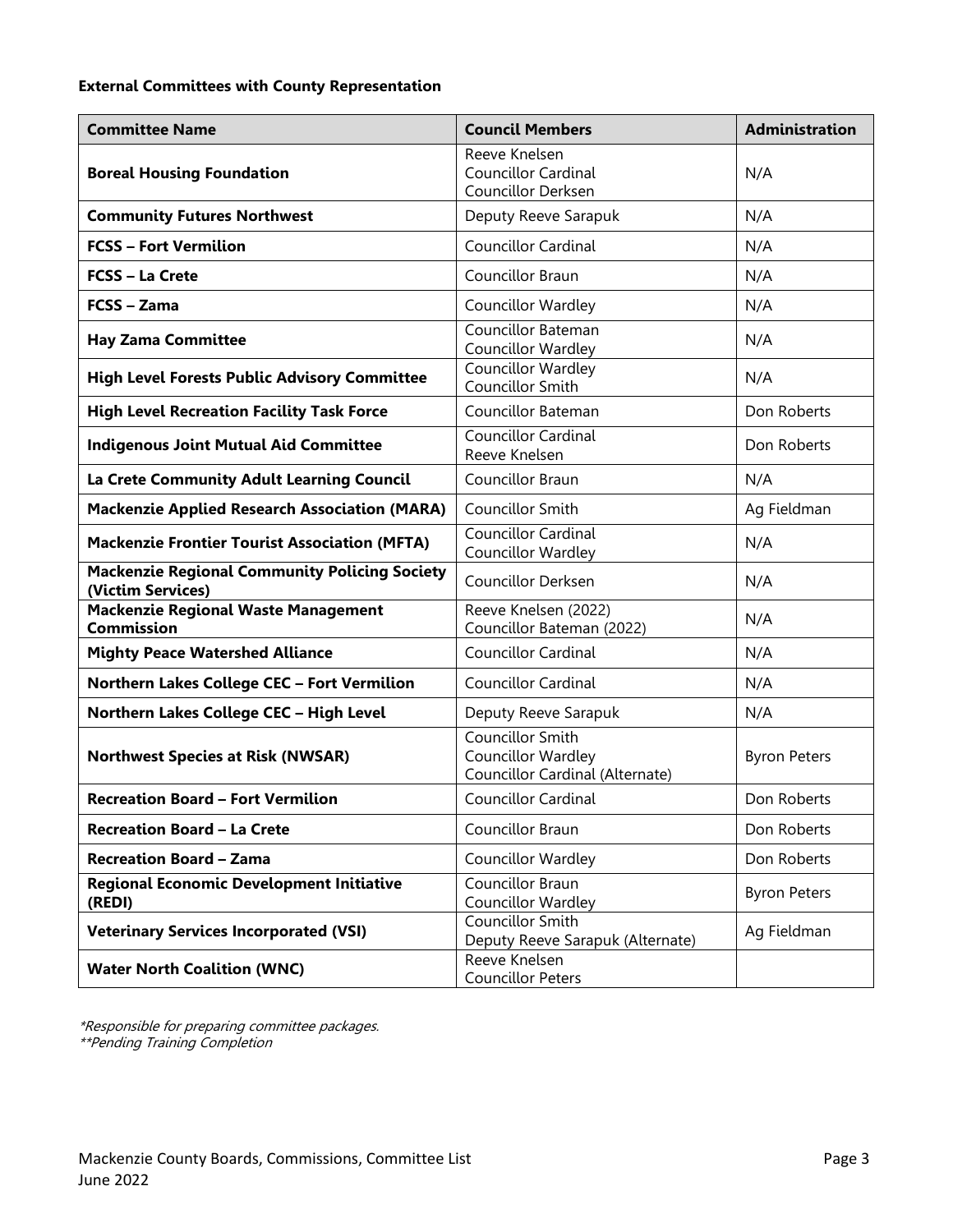**External Committees with County Representation**

| Committee Name | Council Members | Administration |
|---|---|---|
| **Boreal Housing Foundation** | Reeve Knelsen<br>Councillor Cardinal<br>Councillor Derksen | N/A |
| **Community Futures Northwest** | Deputy Reeve Sarapuk | N/A |
| **FCSS – Fort Vermilion** | Councillor Cardinal | N/A |
| **FCSS – La Crete** | Councillor Braun | N/A |
| **FCSS – Zama** | Councillor Wardley | N/A |
| **Hay Zama Committee** | Councillor Bateman<br>Councillor Wardley | N/A |
| **High Level Forests Public Advisory Committee** | Councillor Wardley<br>Councillor Smith | N/A |
| **High Level Recreation Facility Task Force** | Councillor Bateman | Don Roberts |
| **Indigenous Joint Mutual Aid Committee** | Councillor Cardinal<br>Reeve Knelsen | Don Roberts |
| **La Crete Community Adult Learning Council** | Councillor Braun | N/A |
| **Mackenzie Applied Research Association (MARA)** | Councillor Smith | Ag Fieldman |
| **Mackenzie Frontier Tourist Association (MFTA)** | Councillor Cardinal<br>Councillor Wardley | N/A |
| **Mackenzie Regional Community Policing Society (Victim Services)** | Councillor Derksen | N/A |
| **Mackenzie Regional Waste Management Commission** | Reeve Knelsen (2022)<br>Councillor Bateman (2022) | N/A |
| **Mighty Peace Watershed Alliance** | Councillor Cardinal | N/A |
| **Northern Lakes College CEC – Fort Vermilion** | Councillor Cardinal | N/A |
| **Northern Lakes College CEC – High Level** | Deputy Reeve Sarapuk | N/A |
| **Northwest Species at Risk (NWSAR)** | Councillor Smith<br>Councillor Wardley<br>Councillor Cardinal (Alternate) | Byron Peters |
| **Recreation Board – Fort Vermilion** | Councillor Cardinal | Don Roberts |
| **Recreation Board – La Crete** | Councillor Braun | Don Roberts |
| **Recreation Board – Zama** | Councillor Wardley | Don Roberts |
| **Regional Economic Development Initiative (REDI)** | Councillor Braun<br>Councillor Wardley | Byron Peters |
| **Veterinary Services Incorporated (VSI)** | Councillor Smith<br>Deputy Reeve Sarapuk (Alternate) | Ag Fieldman |
| **Water North Coalition (WNC)** | Reeve Knelsen<br>Councillor Peters | |

*\*Responsible for preparing committee packages.*
*\*\*Pending Training Completion*